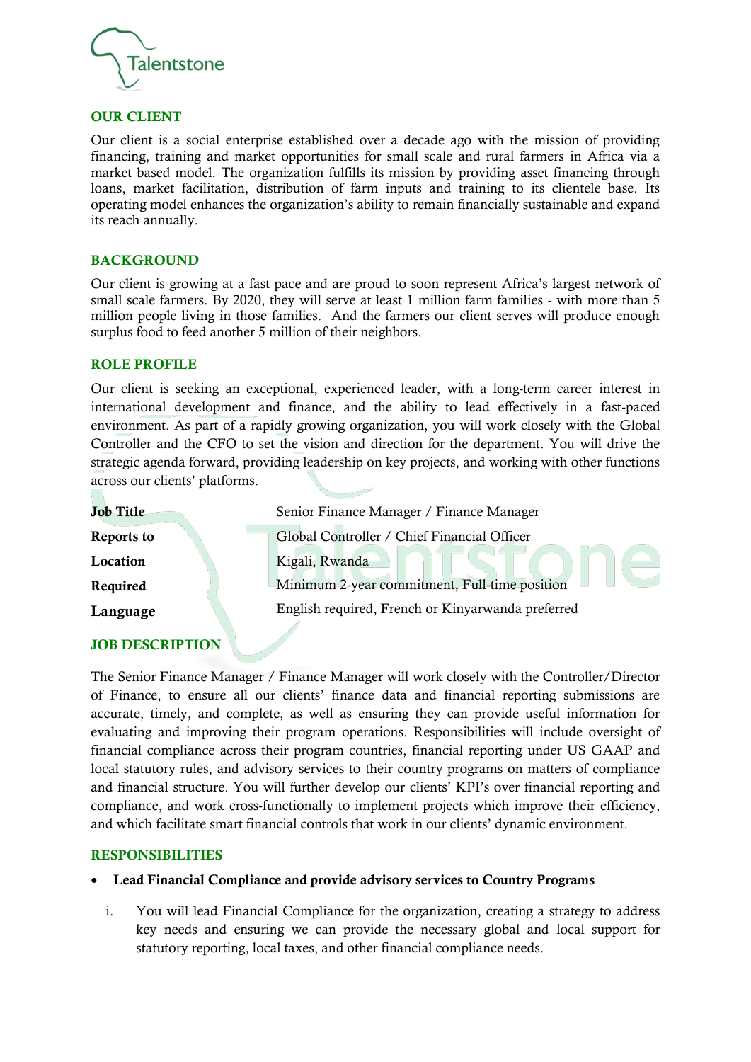## OUR CLIENT

Our client is a social enterprise established over a decade ago with the mission of providing financing, training and market opportunities for small scale and rural farmers in Africa via a market based model. The organization fulfills its mission by providing asset financing through loans, market facilitation, distribution of farm inputs and training to its clientele base. Its operating model enhances the organization's ability to remain financially sustainable and expand its reach annually.

## BACKGROUND

Our client is growing at a fast pace and are proud to soon represent Africa's largest network of small scale farmers. By 2020, they will serve at least 1 million farm families - with more than 5 million people living in those families. And the farmers our client serves will produce enough surplus food to feed another 5 million of their neighbors.

## ROLE PROFILE

Our client is seeking an exceptional, experienced leader, with a long-term career interest in international development and finance, and the ability to lead effectively in a fast-paced environment. As part of a rapidly growing organization, you will work closely with the Global Controller and the CFO to set the vision and direction for the department. You will drive the strategic agenda forward, providing leadership on key projects, and working with other functions across our clients' platforms.

| | |
|---|---|
| **Job Title** | Senior Finance Manager / Finance Manager |
| **Reports to** | Global Controller / Chief Financial Officer |
| **Location** | Kigali, Rwanda |
| **Required** | Minimum 2-year commitment, Full-time position |
| **Language** | English required, French or Kinyarwanda preferred |

## JOB DESCRIPTION

The Senior Finance Manager / Finance Manager will work closely with the Controller/Director of Finance, to ensure all our clients' finance data and financial reporting submissions are accurate, timely, and complete, as well as ensuring they can provide useful information for evaluating and improving their program operations. Responsibilities will include oversight of financial compliance across their program countries, financial reporting under US GAAP and local statutory rules, and advisory services to their country programs on matters of compliance and financial structure. You will further develop our clients' KPI's over financial reporting and compliance, and work cross-functionally to implement projects which improve their efficiency, and which facilitate smart financial controls that work in our clients' dynamic environment.

## RESPONSIBILITIES

- **Lead Financial Compliance and provide advisory services to Country Programs**

    i. You will lead Financial Compliance for the organization, creating a strategy to address key needs and ensuring we can provide the necessary global and local support for statutory reporting, local taxes, and other financial compliance needs.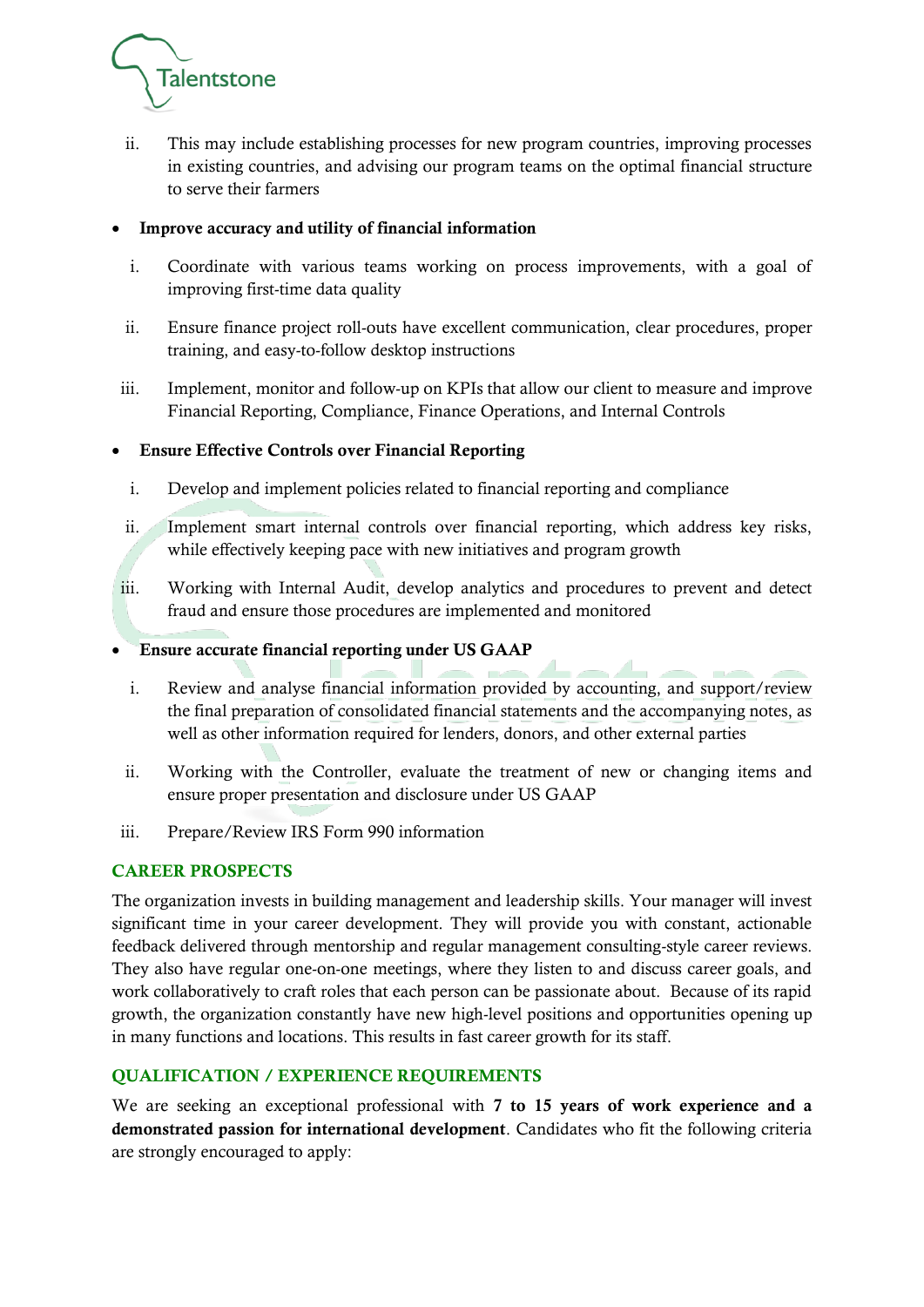ii. This may include establishing processes for new program countries, improving processes in existing countries, and advising our program teams on the optimal financial structure to serve their farmers

- **Improve accuracy and utility of financial information**

  i. Coordinate with various teams working on process improvements, with a goal of improving first-time data quality

  ii. Ensure finance project roll-outs have excellent communication, clear procedures, proper training, and easy-to-follow desktop instructions

  iii. Implement, monitor and follow-up on KPIs that allow our client to measure and improve Financial Reporting, Compliance, Finance Operations, and Internal Controls

- **Ensure Effective Controls over Financial Reporting**

  i. Develop and implement policies related to financial reporting and compliance

  ii. Implement smart internal controls over financial reporting, which address key risks, while effectively keeping pace with new initiatives and program growth

  iii. Working with Internal Audit, develop analytics and procedures to prevent and detect fraud and ensure those procedures are implemented and monitored

- **Ensure accurate financial reporting under US GAAP**

  i. Review and analyse financial information provided by accounting, and support/review the final preparation of consolidated financial statements and the accompanying notes, as well as other information required for lenders, donors, and other external parties

  ii. Working with the Controller, evaluate the treatment of new or changing items and ensure proper presentation and disclosure under US GAAP

  iii. Prepare/Review IRS Form 990 information

## CAREER PROSPECTS

The organization invests in building management and leadership skills. Your manager will invest significant time in your career development. They will provide you with constant, actionable feedback delivered through mentorship and regular management consulting-style career reviews. They also have regular one-on-one meetings, where they listen to and discuss career goals, and work collaboratively to craft roles that each person can be passionate about. Because of its rapid growth, the organization constantly have new high-level positions and opportunities opening up in many functions and locations. This results in fast career growth for its staff.

## QUALIFICATION / EXPERIENCE REQUIREMENTS

We are seeking an exceptional professional with **7 to 15 years of work experience and a demonstrated passion for international development**. Candidates who fit the following criteria are strongly encouraged to apply: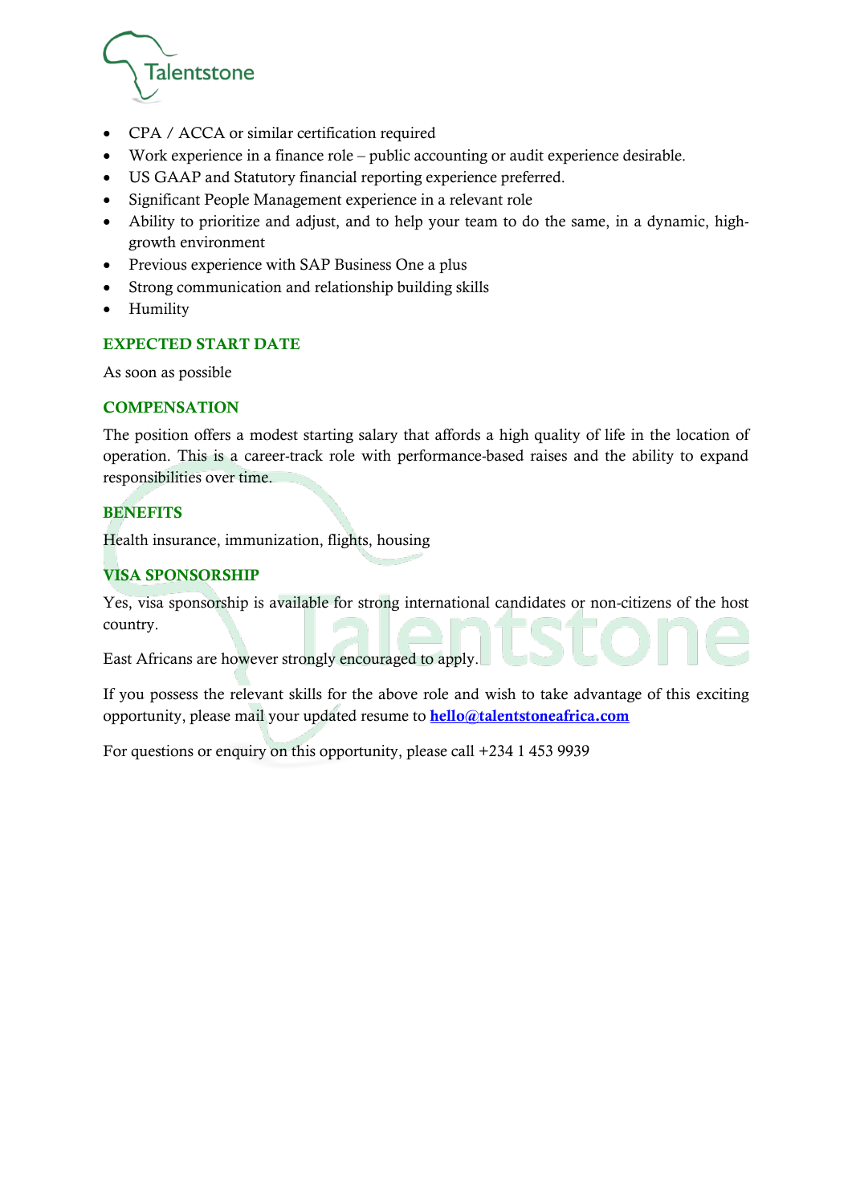- CPA / ACCA or similar certification required
- Work experience in a finance role – public accounting or audit experience desirable.
- US GAAP and Statutory financial reporting experience preferred.
- Significant People Management experience in a relevant role
- Ability to prioritize and adjust, and to help your team to do the same, in a dynamic, high-growth environment
- Previous experience with SAP Business One a plus
- Strong communication and relationship building skills
- Humility

## EXPECTED START DATE

As soon as possible

## COMPENSATION

The position offers a modest starting salary that affords a high quality of life in the location of operation. This is a career-track role with performance-based raises and the ability to expand responsibilities over time.

## BENEFITS

Health insurance, immunization, flights, housing

## VISA SPONSORSHIP

Yes, visa sponsorship is available for strong international candidates or non-citizens of the host country.

East Africans are however strongly encouraged to apply.

If you possess the relevant skills for the above role and wish to take advantage of this exciting opportunity, please mail your updated resume to **hello@talentstoneafrica.com**

For questions or enquiry on this opportunity, please call +234 1 453 9939